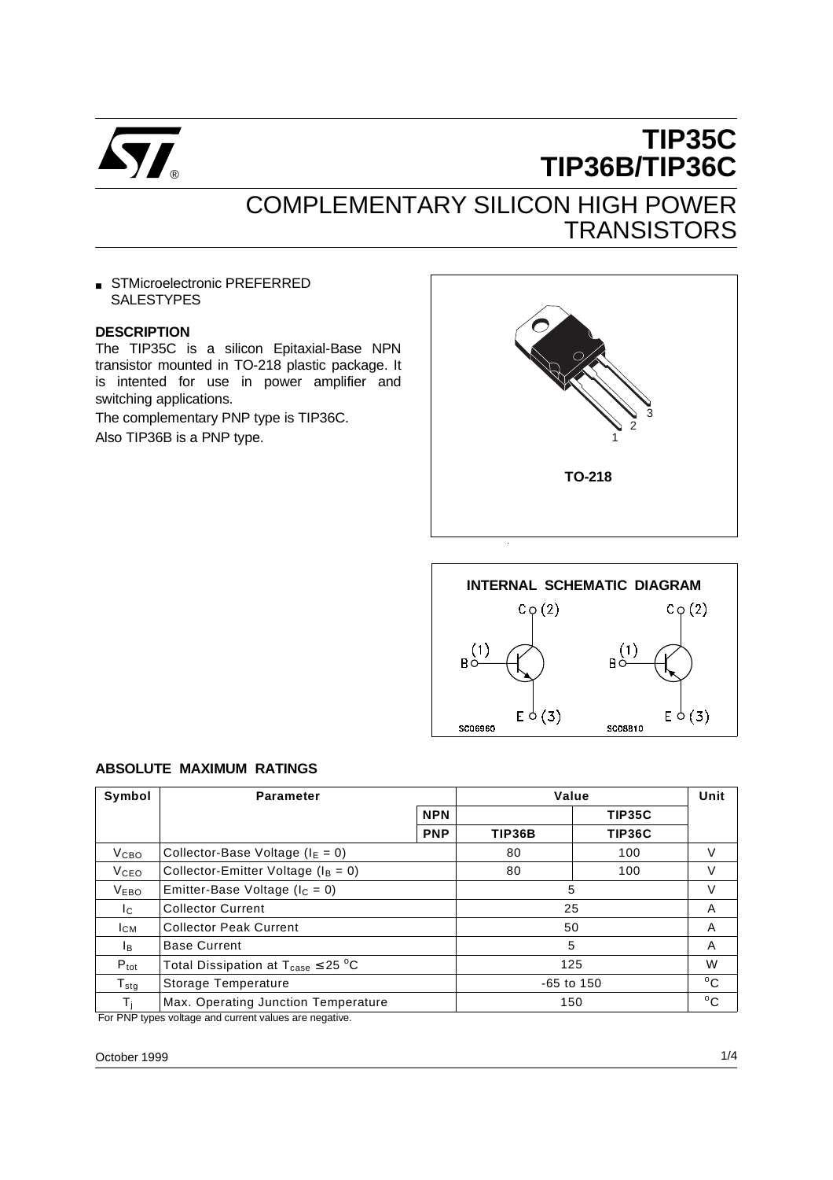# TIP35C
# TIP36B/TIP36C

## COMPLEMENTARY SILICON HIGH POWER TRANSISTORS

- STMicroelectronic PREFERRED SALESTYPES

### DESCRIPTION

The TIP35C is a silicon Epitaxial-Base NPN transistor mounted in TO-218 plastic package. It is intented for use in power amplifier and switching applications.

The complementary PNP type is TIP36C.

Also TIP36B is a PNP type.

TO-218

INTERNAL SCHEMATIC DIAGRAM

### ABSOLUTE MAXIMUM RATINGS

| Symbol | Parameter | | Value | | Unit |
|---|---|---|---|---|---|
| | | NPN | | TIP35C | |
| | | PNP | TIP36B | TIP36C | |
| $V_{CBO}$ | Collector-Base Voltage ($I_E = 0$) | | 80 | 100 | V |
| $V_{CEO}$ | Collector-Emitter Voltage ($I_B = 0$) | | 80 | 100 | V |
| $V_{EBO}$ | Emitter-Base Voltage ($I_C = 0$) | | 5 | | V |
| $I_C$ | Collector Current | | 25 | | A |
| $I_{CM}$ | Collector Peak Current | | 50 | | A |
| $I_B$ | Base Current | | 5 | | A |
| $P_{tot}$ | Total Dissipation at $T_{case} \leq 25\ ^oC$ | | 125 | | W |
| $T_{stg}$ | Storage Temperature | | -65 to 150 | | $^oC$ |
| $T_j$ | Max. Operating Junction Temperature | | 150 | | $^oC$ |

For PNP types voltage and current values are negative.

October 1999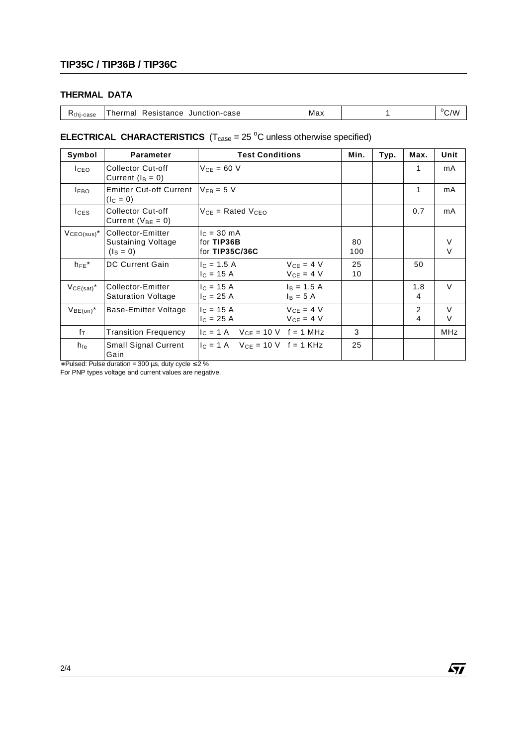## THERMAL DATA

| | | | | |
|---|---|---|---|---|
| $R_{thj-case}$ | Thermal Resistance Junction-case | Max | 1 | $^oC/W$ |

## ELECTRICAL CHARACTERISTICS ($T_{case}$ = 25 $^oC$ unless otherwise specified)

| Symbol | Parameter | Test Conditions | Min. | Typ. | Max. | Unit |
|---|---|---|---|---|---|---|
| $I_{CEO}$ | Collector Cut-off Current ($I_B$ = 0) | $V_{CE}$ = 60 V | | | 1 | mA |
| $I_{EBO}$ | Emitter Cut-off Current ($I_C$ = 0) | $V_{EB}$ = 5 V | | | 1 | mA |
| $I_{CES}$ | Collector Cut-off Current ($V_{BE}$ = 0) | $V_{CE}$ = Rated $V_{CEO}$ | | | 0.7 | mA |
| $V_{CEO(sus)}$* | Collector-Emitter Sustaining Voltage ($I_B$ = 0) | $I_C$ = 30 mA<br>for **TIP36B**<br>for **TIP35C/36C** | <br>80<br>100 | | | <br>V<br>V |
| $h_{FE}$* | DC Current Gain | $I_C$ = 1.5 A $V_{CE}$ = 4 V<br>$I_C$ = 15 A $V_{CE}$ = 4 V | 25<br>10 | | 50 | |
| $V_{CE(sat)}$* | Collector-Emitter Saturation Voltage | $I_C$ = 15 A $I_B$ = 1.5 A<br>$I_C$ = 25 A $I_B$ = 5 A | | | 1.8<br>4 | V |
| $V_{BE(on)}$* | Base-Emitter Voltage | $I_C$ = 15 A $V_{CE}$ = 4 V<br>$I_C$ = 25 A $V_{CE}$ = 4 V | | | 2<br>4 | V<br>V |
| $f_T$ | Transition Frequency | $I_C$ = 1 A $V_{CE}$ = 10 V f = 1 MHz | 3 | | | MHz |
| $h_{fe}$ | Small Signal Current Gain | $I_C$ = 1 A $V_{CE}$ = 10 V f = 1 KHz | 25 | | | |

∗Pulsed: Pulse duration = 300 μs, duty cycle ≤ 2 %

For PNP types voltage and current values are negative.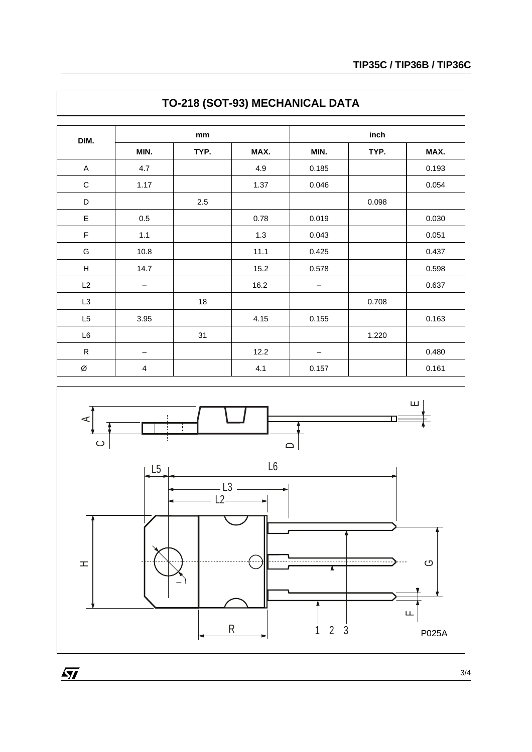## TO-218 (SOT-93) MECHANICAL DATA

| DIM. | mm | | | inch | | |
|---|---|---|---|---|---|---|
| | MIN. | TYP. | MAX. | MIN. | TYP. | MAX. |
| A | 4.7 | | 4.9 | 0.185 | | 0.193 |
| C | 1.17 | | 1.37 | 0.046 | | 0.054 |
| D | | 2.5 | | | 0.098 | |
| E | 0.5 | | 0.78 | 0.019 | | 0.030 |
| F | 1.1 | | 1.3 | 0.043 | | 0.051 |
| G | 10.8 | | 11.1 | 0.425 | | 0.437 |
| H | 14.7 | | 15.2 | 0.578 | | 0.598 |
| L2 | – | | 16.2 | – | | 0.637 |
| L3 | | 18 | | | 0.708 | |
| L5 | 3.95 | | 4.15 | 0.155 | | 0.163 |
| L6 | | 31 | | | 1.220 | |
| R | – | | 12.2 | – | | 0.480 |
| Ø | 4 | | 4.1 | 0.157 | | 0.161 |

P025A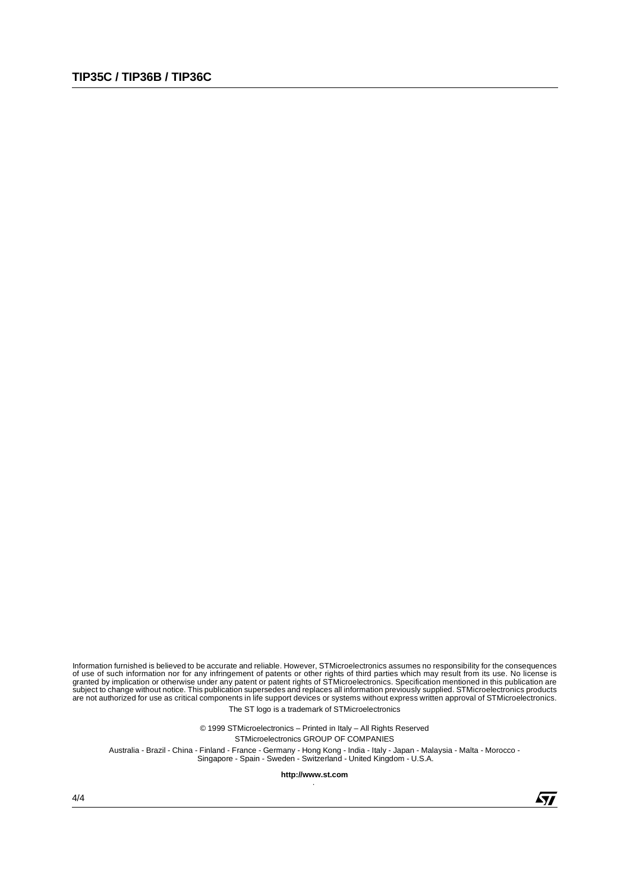Information furnished is believed to be accurate and reliable. However, STMicroelectronics assumes no responsibility for the consequences of use of such information nor for any infringement of patents or other rights of third parties which may result from its use. No license is granted by implication or otherwise under any patent or patent rights of STMicroelectronics. Specification mentioned in this publication are subject to change without notice. This publication supersedes and replaces all information previously supplied. STMicroelectronics products are not authorized for use as critical components in life support devices or systems without express written approval of STMicroelectronics.

The ST logo is a trademark of STMicroelectronics

© 1999 STMicroelectronics – Printed in Italy – All Rights Reserved

STMicroelectronics GROUP OF COMPANIES

Australia - Brazil - China - Finland - France - Germany - Hong Kong - India - Italy - Japan - Malaysia - Malta - Morocco - Singapore - Spain - Sweden - Switzerland - United Kingdom - U.S.A.

**http://www.st.com**